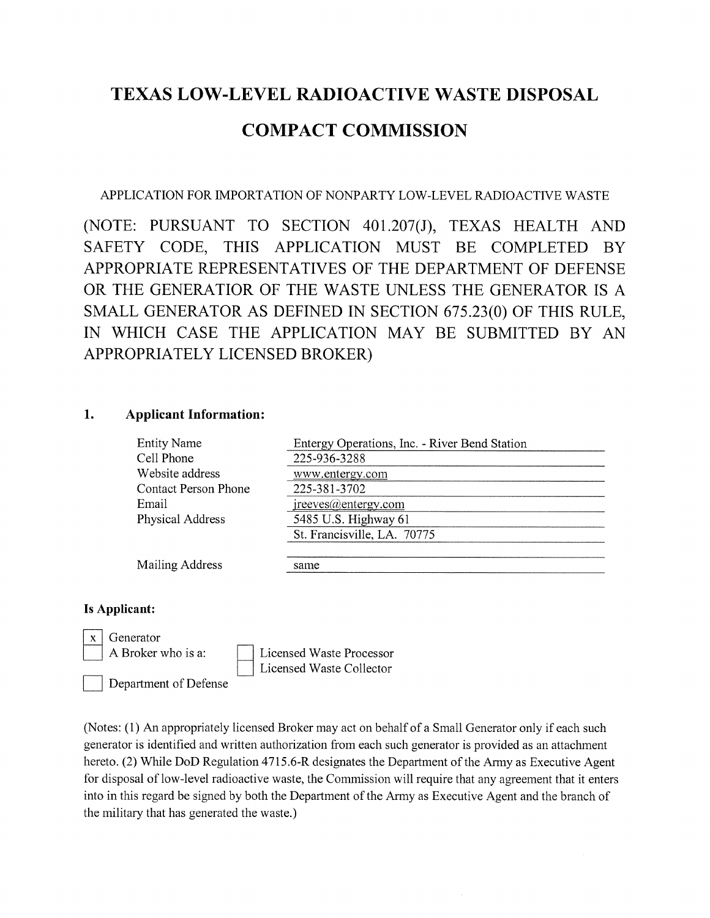# TEXAS LOW-LEVEL RADIOACTIVE WASTE DISPOSAL COMPACT COMMISSION

APPLICATION FOR IMPORTATION OF NONPARTY LOW-LEVEL RADIOACTIVE WASTE

(NOTE: PURSUANT TO SECTION 401.207(J), TEXAS HEALTH AND SAFETY CODE, THIS APPLICATION MUST BE COMPLETED BY APPROPRIATE REPRESENTATIVES OF THE DEPARTMENT OF DEFENSE OR THE GENERATIOR OF THE WASTE UNLESS THE GENERATOR IS A SMALL GENERATOR AS DEFINED IN SECTION 675.23(0) OF THIS RULE, IN WHICH CASE THE APPLICATION MAY BE SUBMITTED BY AN APPROPRIATELY LICENSED BROKER)

## 1. Applicant Information:

| | |
|---|---|
| Entity Name | Entergy Operations, Inc. - River Bend Station |
| Cell Phone | 225-936-3288 |
| Website address | www.entergy.com |
| Contact Person Phone | 225-381-3702 |
| Email | jreeves@entergy.com |
| Physical Address | 5485 U.S. Highway 61<br>St. Francisville, LA. 70775 |
| Mailing Address | same |

**Is Applicant:**

- [x] Generator
- [ ] A Broker who is a:
  - [ ] Licensed Waste Processor
  - [ ] Licensed Waste Collector
- [ ] Department of Defense

(Notes: (1) An appropriately licensed Broker may act on behalf of a Small Generator only if each such generator is identified and written authorization from each such generator is provided as an attachment hereto. (2) While DoD Regulation 4715.6-R designates the Department of the Army as Executive Agent for disposal of low-level radioactive waste, the Commission will require that any agreement that it enters into in this regard be signed by both the Department of the Army as Executive Agent and the branch of the military that has generated the waste.)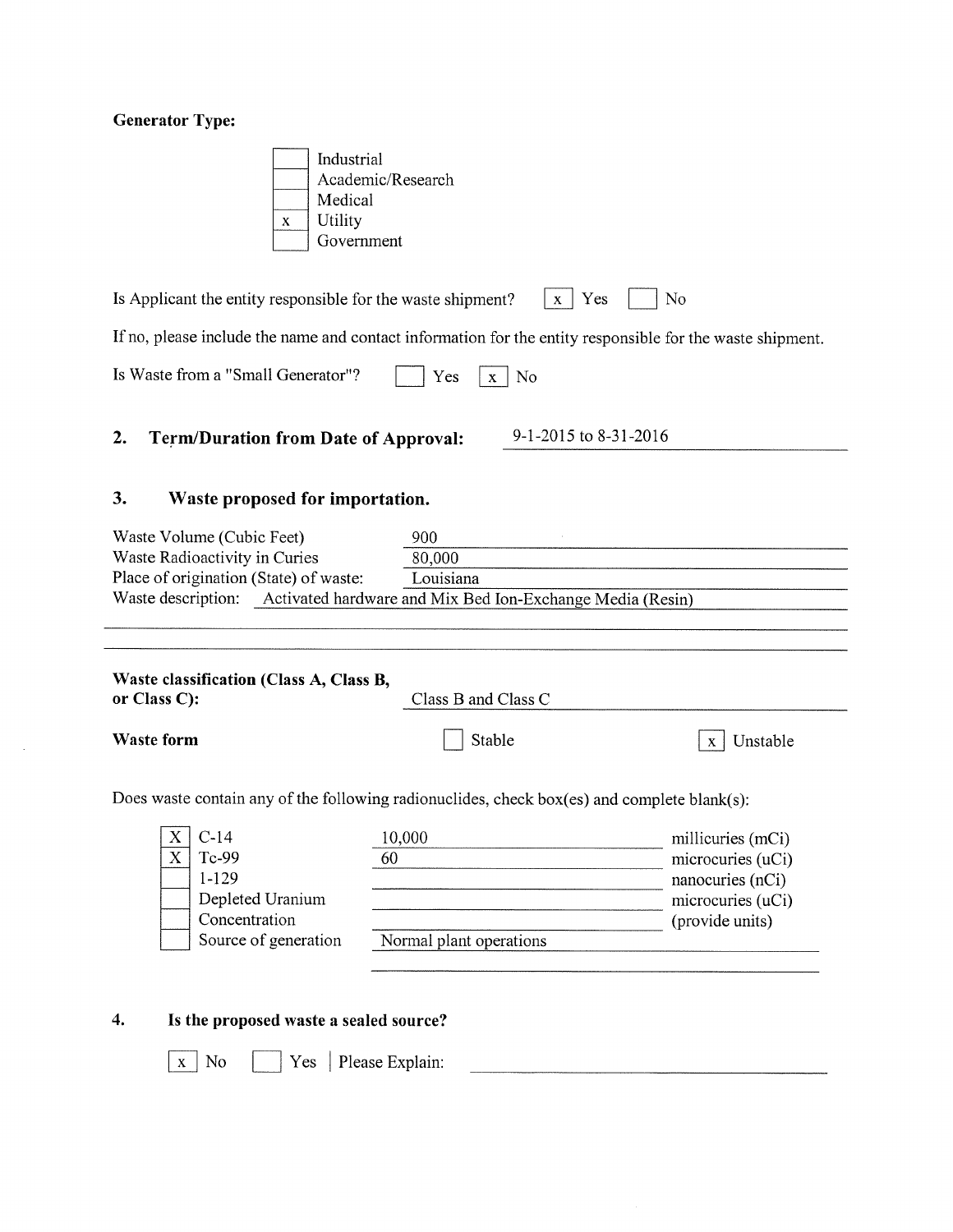**Generator Type:**

- [ ] Industrial
- [ ] Academic/Research
- [ ] Medical
- [x] Utility
- [ ] Government

Is Applicant the entity responsible for the waste shipment? [x] Yes [ ] No

If no, please include the name and contact information for the entity responsible for the waste shipment.

Is Waste from a "Small Generator"? [ ] Yes [x] No

## 2. Term/Duration from Date of Approval: 9-1-2015 to 8-31-2016

## 3. Waste proposed for importation.

Waste Volume (Cubic Feet): 900

Waste Radioactivity in Curies: 80,000

Place of origination (State) of waste: Louisiana

Waste description: Activated hardware and Mix Bed Ion-Exchange Media (Resin)

**Waste classification (Class A, Class B, or Class C):** Class B and Class C

**Waste form** [ ] Stable [x] Unstable

Does waste contain any of the following radionuclides, check box(es) and complete blank(s):

| | Radionuclide | Amount | Units |
|---|---|---|---|
| X | C-14 | 10,000 | millicuries (mCi) |
| X | Tc-99 | 60 | microcuries (uCi) |
| | 1-129 | | nanocuries (nCi) |
| | Depleted Uranium | | microcuries (uCi) |
| | Concentration | | (provide units) |
| | Source of generation | Normal plant operations | |

## 4. Is the proposed waste a sealed source?

[x] No [ ] Yes | Please Explain: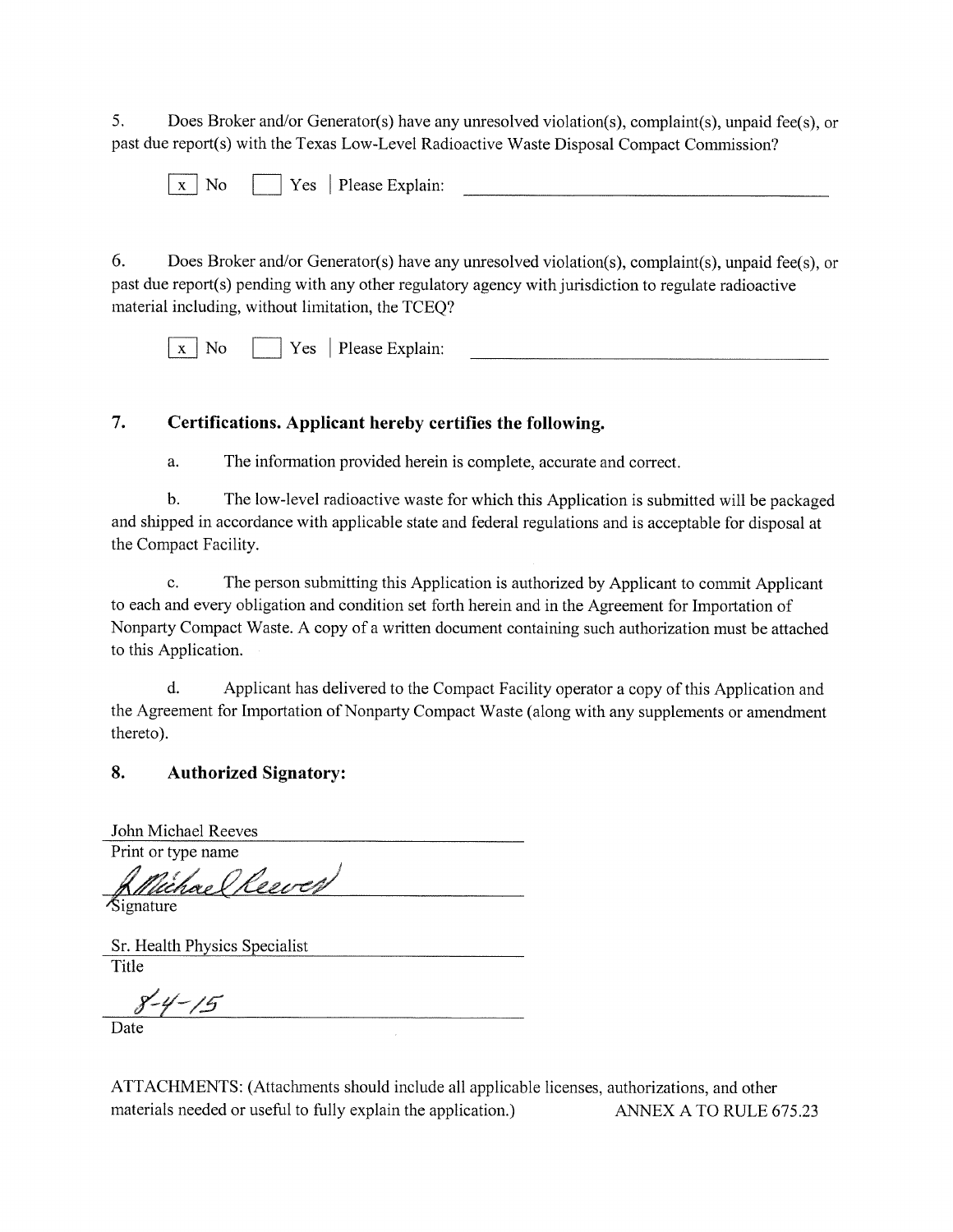5. Does Broker and/or Generator(s) have any unresolved violation(s), complaint(s), unpaid fee(s), or past due report(s) with the Texas Low-Level Radioactive Waste Disposal Compact Commission?

[x] No [ ] Yes | Please Explain: ______________________________

6. Does Broker and/or Generator(s) have any unresolved violation(s), complaint(s), unpaid fee(s), or past due report(s) pending with any other regulatory agency with jurisdiction to regulate radioactive material including, without limitation, the TCEQ?

[x] No [ ] Yes | Please Explain: ______________________________

## 7. Certifications. Applicant hereby certifies the following.

a. The information provided herein is complete, accurate and correct.

b. The low-level radioactive waste for which this Application is submitted will be packaged and shipped in accordance with applicable state and federal regulations and is acceptable for disposal at the Compact Facility.

c. The person submitting this Application is authorized by Applicant to commit Applicant to each and every obligation and condition set forth herein and in the Agreement for Importation of Nonparty Compact Waste. A copy of a written document containing such authorization must be attached to this Application.

d. Applicant has delivered to the Compact Facility operator a copy of this Application and the Agreement for Importation of Nonparty Compact Waste (along with any supplements or amendment thereto).

## 8. Authorized Signatory:

John Michael Reeves
Print or type name

J Michael Reeves
Signature

Sr. Health Physics Specialist
Title

8-4-15
Date

ATTACHMENTS: (Attachments should include all applicable licenses, authorizations, and other materials needed or useful to fully explain the application.) ANNEX A TO RULE 675.23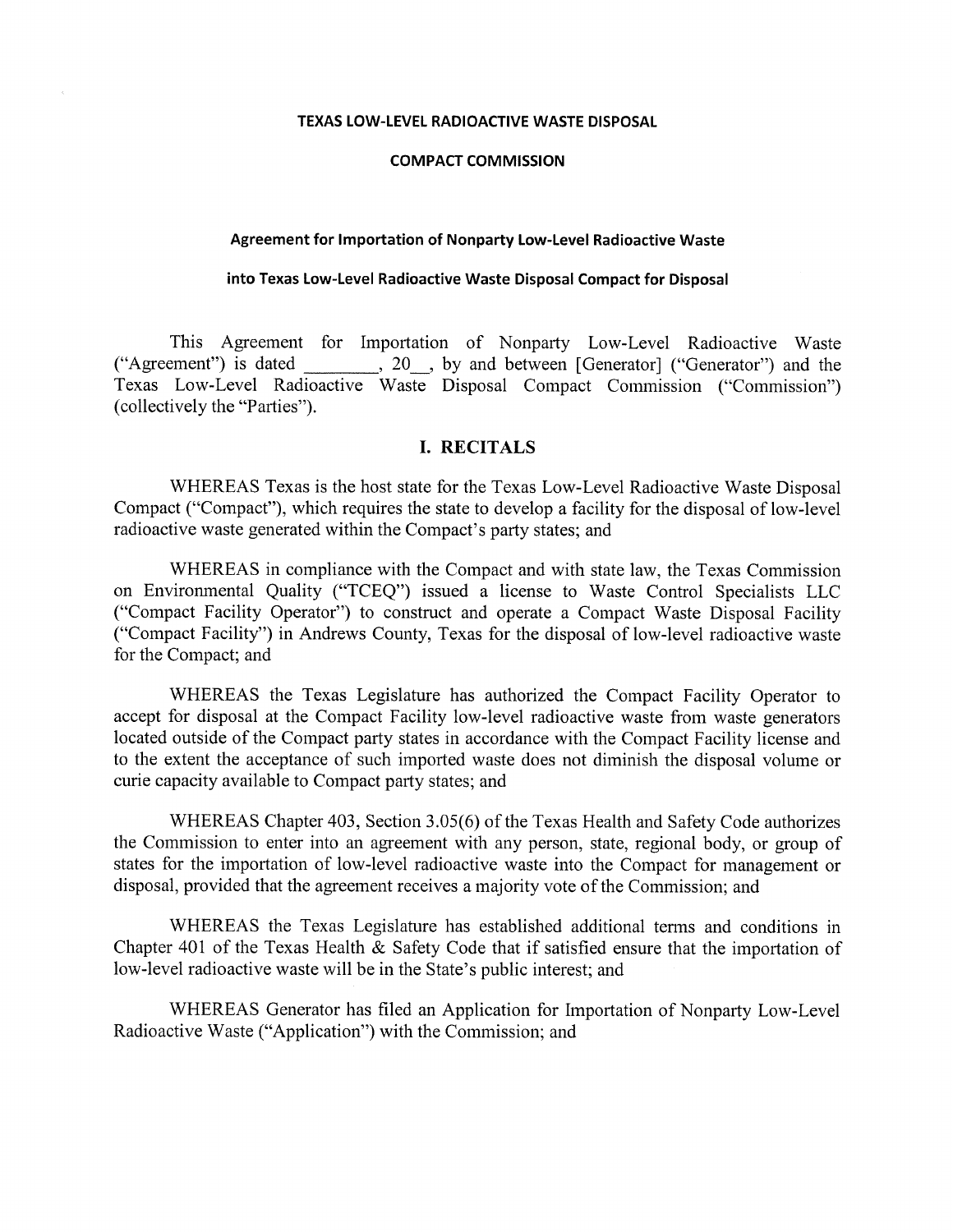**TEXAS LOW-LEVEL RADIOACTIVE WASTE DISPOSAL**

**COMPACT COMMISSION**

**Agreement for Importation of Nonparty Low-Level Radioactive Waste**

**into Texas Low-Level Radioactive Waste Disposal Compact for Disposal**

This Agreement for Importation of Nonparty Low-Level Radioactive Waste ("Agreement") is dated ________, 20__, by and between [Generator] ("Generator") and the Texas Low-Level Radioactive Waste Disposal Compact Commission ("Commission") (collectively the "Parties").

## I. RECITALS

WHEREAS Texas is the host state for the Texas Low-Level Radioactive Waste Disposal Compact ("Compact"), which requires the state to develop a facility for the disposal of low-level radioactive waste generated within the Compact's party states; and

WHEREAS in compliance with the Compact and with state law, the Texas Commission on Environmental Quality ("TCEQ") issued a license to Waste Control Specialists LLC ("Compact Facility Operator") to construct and operate a Compact Waste Disposal Facility ("Compact Facility") in Andrews County, Texas for the disposal of low-level radioactive waste for the Compact; and

WHEREAS the Texas Legislature has authorized the Compact Facility Operator to accept for disposal at the Compact Facility low-level radioactive waste from waste generators located outside of the Compact party states in accordance with the Compact Facility license and to the extent the acceptance of such imported waste does not diminish the disposal volume or curie capacity available to Compact party states; and

WHEREAS Chapter 403, Section 3.05(6) of the Texas Health and Safety Code authorizes the Commission to enter into an agreement with any person, state, regional body, or group of states for the importation of low-level radioactive waste into the Compact for management or disposal, provided that the agreement receives a majority vote of the Commission; and

WHEREAS the Texas Legislature has established additional terms and conditions in Chapter 401 of the Texas Health & Safety Code that if satisfied ensure that the importation of low-level radioactive waste will be in the State's public interest; and

WHEREAS Generator has filed an Application for Importation of Nonparty Low-Level Radioactive Waste ("Application") with the Commission; and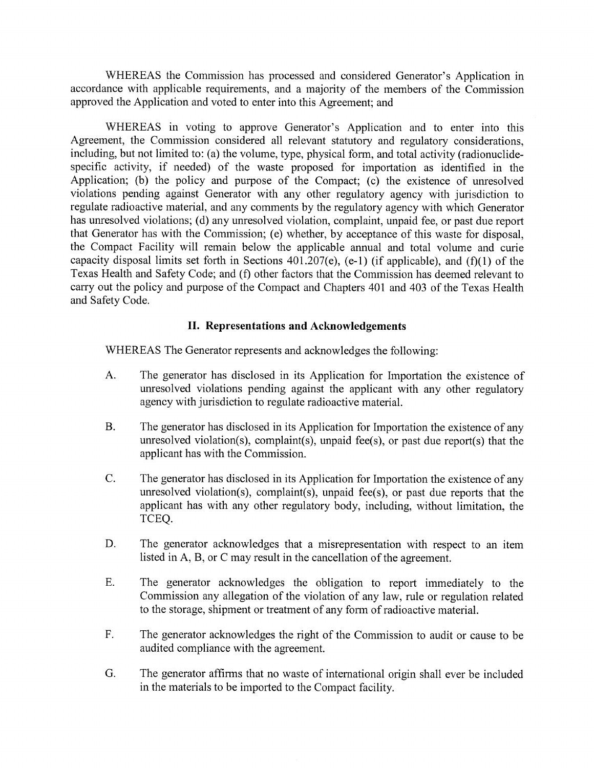WHEREAS the Commission has processed and considered Generator's Application in accordance with applicable requirements, and a majority of the members of the Commission approved the Application and voted to enter into this Agreement; and

WHEREAS in voting to approve Generator's Application and to enter into this Agreement, the Commission considered all relevant statutory and regulatory considerations, including, but not limited to: (a) the volume, type, physical form, and total activity (radionuclide-specific activity, if needed) of the waste proposed for importation as identified in the Application; (b) the policy and purpose of the Compact; (c) the existence of unresolved violations pending against Generator with any other regulatory agency with jurisdiction to regulate radioactive material, and any comments by the regulatory agency with which Generator has unresolved violations; (d) any unresolved violation, complaint, unpaid fee, or past due report that Generator has with the Commission; (e) whether, by acceptance of this waste for disposal, the Compact Facility will remain below the applicable annual and total volume and curie capacity disposal limits set forth in Sections 401.207(e), (e-1) (if applicable), and (f)(1) of the Texas Health and Safety Code; and (f) other factors that the Commission has deemed relevant to carry out the policy and purpose of the Compact and Chapters 401 and 403 of the Texas Health and Safety Code.

## II. Representations and Acknowledgements

WHEREAS The Generator represents and acknowledges the following:

A. The generator has disclosed in its Application for Importation the existence of unresolved violations pending against the applicant with any other regulatory agency with jurisdiction to regulate radioactive material.

B. The generator has disclosed in its Application for Importation the existence of any unresolved violation(s), complaint(s), unpaid fee(s), or past due report(s) that the applicant has with the Commission.

C. The generator has disclosed in its Application for Importation the existence of any unresolved violation(s), complaint(s), unpaid fee(s), or past due reports that the applicant has with any other regulatory body, including, without limitation, the TCEQ.

D. The generator acknowledges that a misrepresentation with respect to an item listed in A, B, or C may result in the cancellation of the agreement.

E. The generator acknowledges the obligation to report immediately to the Commission any allegation of the violation of any law, rule or regulation related to the storage, shipment or treatment of any form of radioactive material.

F. The generator acknowledges the right of the Commission to audit or cause to be audited compliance with the agreement.

G. The generator affirms that no waste of international origin shall ever be included in the materials to be imported to the Compact facility.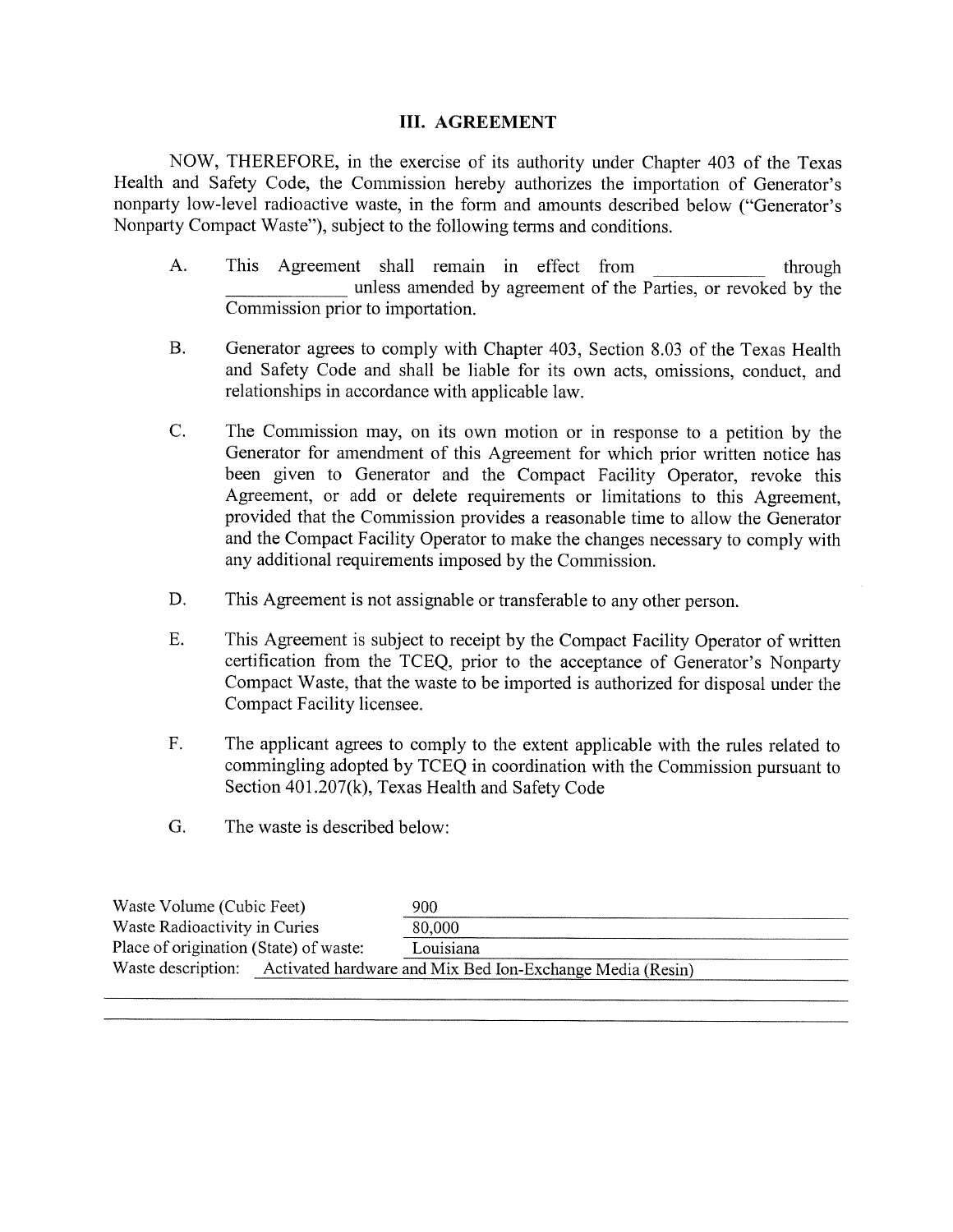### III. AGREEMENT

NOW, THEREFORE, in the exercise of its authority under Chapter 403 of the Texas Health and Safety Code, the Commission hereby authorizes the importation of Generator's nonparty low-level radioactive waste, in the form and amounts described below ("Generator's Nonparty Compact Waste"), subject to the following terms and conditions.

A. This Agreement shall remain in effect from ___________ through ___________ unless amended by agreement of the Parties, or revoked by the Commission prior to importation.

B. Generator agrees to comply with Chapter 403, Section 8.03 of the Texas Health and Safety Code and shall be liable for its own acts, omissions, conduct, and relationships in accordance with applicable law.

C. The Commission may, on its own motion or in response to a petition by the Generator for amendment of this Agreement for which prior written notice has been given to Generator and the Compact Facility Operator, revoke this Agreement, or add or delete requirements or limitations to this Agreement, provided that the Commission provides a reasonable time to allow the Generator and the Compact Facility Operator to make the changes necessary to comply with any additional requirements imposed by the Commission.

D. This Agreement is not assignable or transferable to any other person.

E. This Agreement is subject to receipt by the Compact Facility Operator of written certification from the TCEQ, prior to the acceptance of Generator's Nonparty Compact Waste, that the waste to be imported is authorized for disposal under the Compact Facility licensee.

F. The applicant agrees to comply to the extent applicable with the rules related to commingling adopted by TCEQ in coordination with the Commission pursuant to Section 401.207(k), Texas Health and Safety Code

G. The waste is described below:

Waste Volume (Cubic Feet): 900

Waste Radioactivity in Curies: 80,000

Place of origination (State) of waste: Louisiana

Waste description: Activated hardware and Mix Bed Ion-Exchange Media (Resin)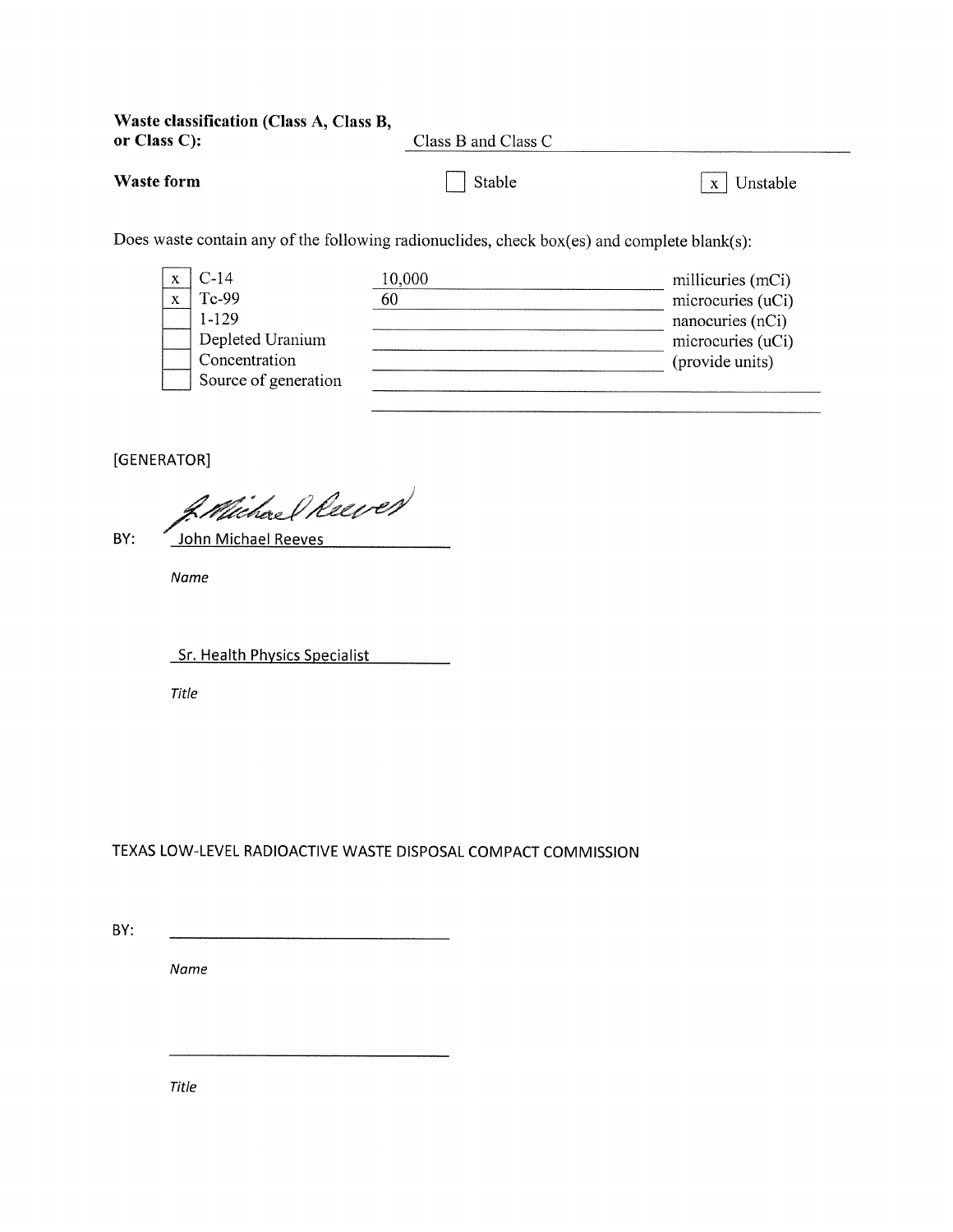**Waste classification (Class A, Class B, or Class C):** Class B and Class C

**Waste form** ☐ Stable ☒ Unstable

Does waste contain any of the following radionuclides, check box(es) and complete blank(s):

| | | | |
|---|---|---|---|
| x | C-14 | 10,000 | millicuries (mCi) |
| x | Tc-99 | 60 | microcuries (uCi) |
| | 1-129 | | nanocuries (nCi) |
| | Depleted Uranium | | microcuries (uCi) |
| | Concentration | | (provide units) |
| | Source of generation | | |

[GENERATOR]

BY: John Michael Reeves

*Name*

Sr. Health Physics Specialist

*Title*

TEXAS LOW-LEVEL RADIOACTIVE WASTE DISPOSAL COMPACT COMMISSION

BY: ______________________

*Name*

______________________

*Title*